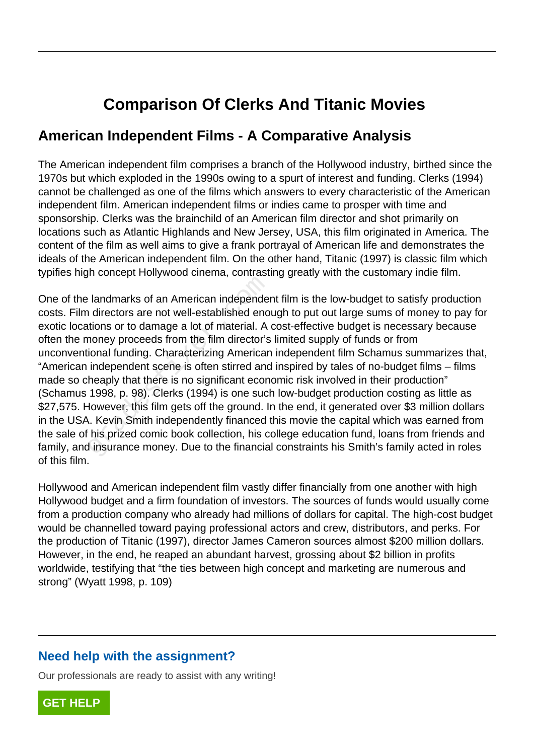# Comparison Of Clerks And Titanic Movies

## American Independent Films - A Comparative Analysis

The American independent film comprises a branch of the Hollywood industry, birthed since the 1970s but which exploded in the 1990s owing to a spurt of interest and funding. Clerks (1994) cannot be challenged as one of the films which answers to every characteristic of the American independent film. American independent films or indies came to prosper with time and sponsorship. Clerks was the brainchild of an American film director and shot primarily on locations such as Atlantic Highlands and New Jersey, USA, this film originated in America. The content of the film as well aims to give a frank portrayal of American life and demonstrates the ideals of the American independent film. On the other hand, Titanic (1997) is classic film which typifies high concept Hollywood cinema, contrasting greatly with the customary indie film.

One of the landmarks of an American independent film is the low-budget to satisfy production costs. Film directors are not well-established enough to put out large sums of money to pay for exotic locations or to damage a lot of material. A cost-effective budget is necessary because often the money proceeds from the film director's limited supply of funds or from unconventional funding. Characterizing American independent film Schamus summarizes that, "American independent scene is often stirred and inspired by tales of no-budget films – films made so cheaply that there is no significant economic risk involved in their production" (Schamus 1998, p. 98). Clerks (1994) is one such low-budget production costing as little as $27,575. However, this film gets off the ground. In the end, it generated over $3 million dollars in the USA. Kevin Smith independently financed this movie the capital which was earned from the sale of his prized comic book collection, his college education fund, loans from friends and family, and insurance money. Due to the financial constraints his Smith's family acted in roles of this film.

Hollywood and American independent film vastly differ financially from one another with high Hollywood budget and a firm foundation of investors. The sources of funds would usually come from a production company who already had millions of dollars for capital. The high-cost budget would be channelled toward paying professional actors and crew, distributors, and perks. For the production of Titanic (1997), director James Cameron sources almost $200 million dollars. However, in the end, he reaped an abundant harvest, grossing about $2 billion in profits worldwide, testifying that "the ties between high concept and marketing are numerous and strong" (Wyatt 1998, p. 109)

## Need help with the assignment?

Our professionals are ready to assist with any writing!

GET HELP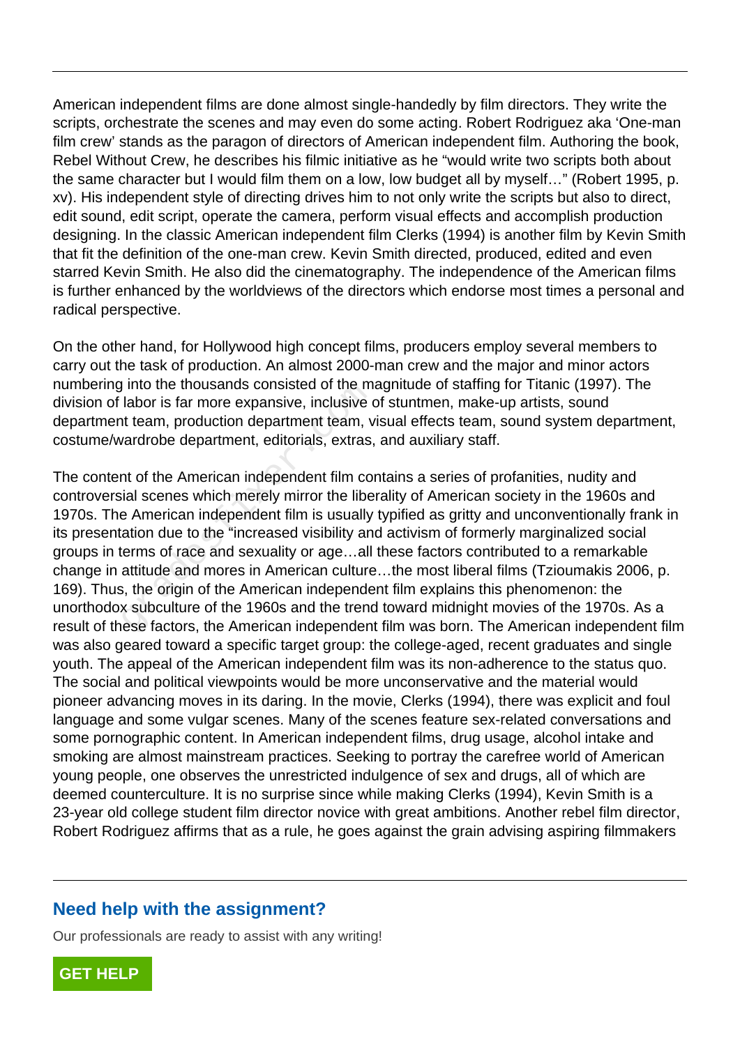American independent films are done almost single-handedly by film directors. They write the scripts, orchestrate the scenes and may even do some acting. Robert Rodriguez aka 'One-man film crew' stands as the paragon of directors of American independent film. Authoring the book, Rebel Without Crew, he describes his filmic initiative as he "would write two scripts both about the same character but I would film them on a low, low budget all by myself…" (Robert 1995, p. xv). His independent style of directing drives him to not only write the scripts but also to direct, edit sound, edit script, operate the camera, perform visual effects and accomplish production designing. In the classic American independent film Clerks (1994) is another film by Kevin Smith that fit the definition of the one-man crew. Kevin Smith directed, produced, edited and even starred Kevin Smith. He also did the cinematography. The independence of the American films is further enhanced by the worldviews of the directors which endorse most times a personal and radical perspective.

On the other hand, for Hollywood high concept films, producers employ several members to carry out the task of production. An almost 2000-man crew and the major and minor actors numbering into the thousands consisted of the magnitude of staffing for Titanic (1997). The division of labor is far more expansive, inclusive of stuntmen, make-up artists, sound department team, production department team, visual effects team, sound system department, costume/wardrobe department, editorials, extras, and auxiliary staff.

The content of the American independent film contains a series of profanities, nudity and controversial scenes which merely mirror the liberality of American society in the 1960s and 1970s. The American independent film is usually typified as gritty and unconventionally frank in its presentation due to the "increased visibility and activism of formerly marginalized social groups in terms of race and sexuality or age…all these factors contributed to a remarkable change in attitude and mores in American culture…the most liberal films (Tzioumakis 2006, p. 169). Thus, the origin of the American independent film explains this phenomenon: the unorthodox subculture of the 1960s and the trend toward midnight movies of the 1970s. As a result of these factors, the American independent film was born. The American independent film was also geared toward a specific target group: the college-aged, recent graduates and single youth. The appeal of the American independent film was its non-adherence to the status quo. The social and political viewpoints would be more unconservative and the material would pioneer advancing moves in its daring. In the movie, Clerks (1994), there was explicit and foul language and some vulgar scenes. Many of the scenes feature sex-related conversations and some pornographic content. In American independent films, drug usage, alcohol intake and smoking are almost mainstream practices. Seeking to portray the carefree world of American young people, one observes the unrestricted indulgence of sex and drugs, all of which are deemed counterculture. It is no surprise since while making Clerks (1994), Kevin Smith is a 23-year old college student film director novice with great ambitions. Another rebel film director, Robert Rodriguez affirms that as a rule, he goes against the grain advising aspiring filmmakers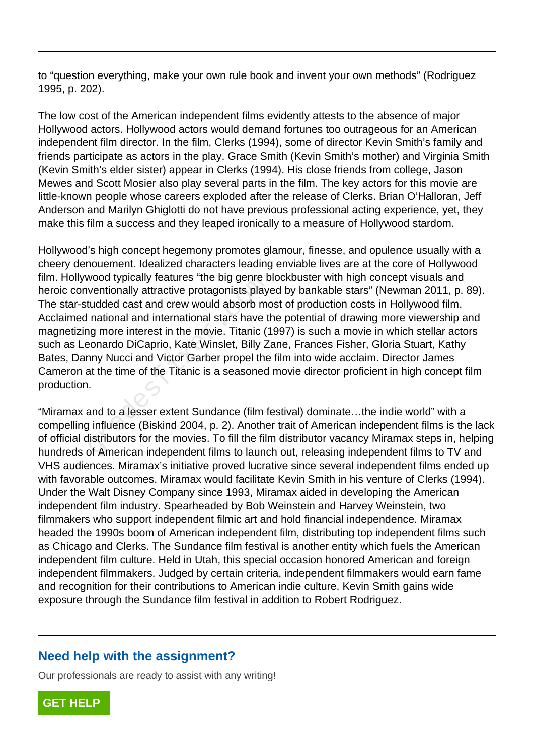to “question everything, make your own rule book and invent your own methods” (Rodriguez 1995, p. 202).

The low cost of the American independent films evidently attests to the absence of major Hollywood actors. Hollywood actors would demand fortunes too outrageous for an American independent film director. In the film, Clerks (1994), some of director Kevin Smith’s family and friends participate as actors in the play. Grace Smith (Kevin Smith’s mother) and Virginia Smith (Kevin Smith’s elder sister) appear in Clerks (1994). His close friends from college, Jason Mewes and Scott Mosier also play several parts in the film. The key actors for this movie are little-known people whose careers exploded after the release of Clerks. Brian O’Halloran, Jeff Anderson and Marilyn Ghiglotti do not have previous professional acting experience, yet, they make this film a success and they leaped ironically to a measure of Hollywood stardom.

Hollywood’s high concept hegemony promotes glamour, finesse, and opulence usually with a cheery denouement. Idealized characters leading enviable lives are at the core of Hollywood film. Hollywood typically features “the big genre blockbuster with high concept visuals and heroic conventionally attractive protagonists played by bankable stars” (Newman 2011, p. 89). The star-studded cast and crew would absorb most of production costs in Hollywood film. Acclaimed national and international stars have the potential of drawing more viewership and magnetizing more interest in the movie. Titanic (1997) is such a movie in which stellar actors such as Leonardo DiCaprio, Kate Winslet, Billy Zane, Frances Fisher, Gloria Stuart, Kathy Bates, Danny Nucci and Victor Garber propel the film into wide acclaim. Director James Cameron at the time of the Titanic is a seasoned movie director proficient in high concept film production.

“Miramax and to a lesser extent Sundance (film festival) dominate…the indie world” with a compelling influence (Biskind 2004, p. 2). Another trait of American independent films is the lack of official distributors for the movies. To fill the film distributor vacancy Miramax steps in, helping hundreds of American independent films to launch out, releasing independent films to TV and VHS audiences. Miramax’s initiative proved lucrative since several independent films ended up with favorable outcomes. Miramax would facilitate Kevin Smith in his venture of Clerks (1994). Under the Walt Disney Company since 1993, Miramax aided in developing the American independent film industry. Spearheaded by Bob Weinstein and Harvey Weinstein, two filmmakers who support independent filmic art and hold financial independence. Miramax headed the 1990s boom of American independent film, distributing top independent films such as Chicago and Clerks. The Sundance film festival is another entity which fuels the American independent film culture. Held in Utah, this special occasion honored American and foreign independent filmmakers. Judged by certain criteria, independent filmmakers would earn fame and recognition for their contributions to American indie culture. Kevin Smith gains wide exposure through the Sundance film festival in addition to Robert Rodriguez.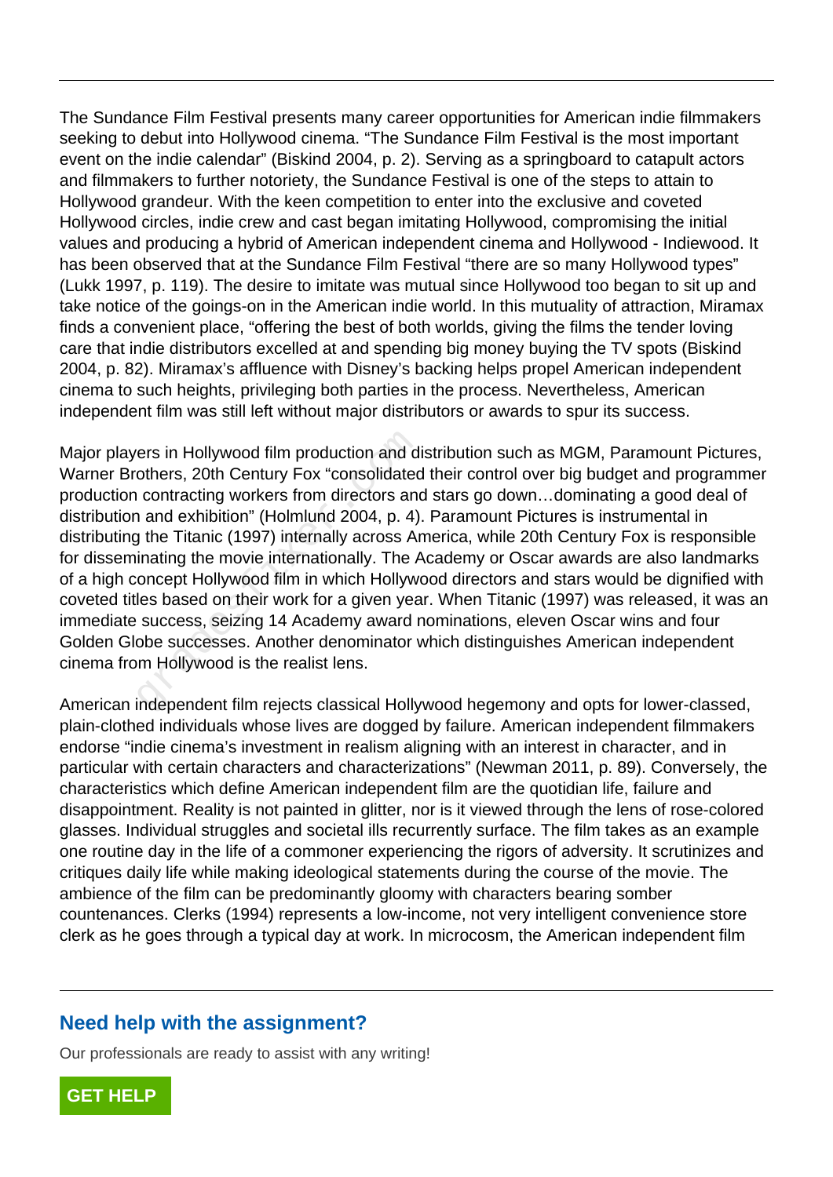The Sundance Film Festival presents many career opportunities for American indie filmmakers seeking to debut into Hollywood cinema. “The Sundance Film Festival is the most important event on the indie calendar” (Biskind 2004, p. 2). Serving as a springboard to catapult actors and filmmakers to further notoriety, the Sundance Festival is one of the steps to attain to Hollywood grandeur. With the keen competition to enter into the exclusive and coveted Hollywood circles, indie crew and cast began imitating Hollywood, compromising the initial values and producing a hybrid of American independent cinema and Hollywood - Indiewood. It has been observed that at the Sundance Film Festival “there are so many Hollywood types” (Lukk 1997, p. 119). The desire to imitate was mutual since Hollywood too began to sit up and take notice of the goings-on in the American indie world. In this mutuality of attraction, Miramax finds a convenient place, “offering the best of both worlds, giving the films the tender loving care that indie distributors excelled at and spending big money buying the TV spots (Biskind 2004, p. 82). Miramax’s affluence with Disney’s backing helps propel American independent cinema to such heights, privileging both parties in the process. Nevertheless, American independent film was still left without major distributors or awards to spur its success.

Major players in Hollywood film production and distribution such as MGM, Paramount Pictures, Warner Brothers, 20th Century Fox “consolidated their control over big budget and programmer production contracting workers from directors and stars go down…dominating a good deal of distribution and exhibition” (Holmlund 2004, p. 4). Paramount Pictures is instrumental in distributing the Titanic (1997) internally across America, while 20th Century Fox is responsible for disseminating the movie internationally. The Academy or Oscar awards are also landmarks of a high concept Hollywood film in which Hollywood directors and stars would be dignified with coveted titles based on their work for a given year. When Titanic (1997) was released, it was an immediate success, seizing 14 Academy award nominations, eleven Oscar wins and four Golden Globe successes. Another denominator which distinguishes American independent cinema from Hollywood is the realist lens.

American independent film rejects classical Hollywood hegemony and opts for lower-classed, plain-clothed individuals whose lives are dogged by failure. American independent filmmakers endorse “indie cinema’s investment in realism aligning with an interest in character, and in particular with certain characters and characterizations” (Newman 2011, p. 89). Conversely, the characteristics which define American independent film are the quotidian life, failure and disappointment. Reality is not painted in glitter, nor is it viewed through the lens of rose-colored glasses. Individual struggles and societal ills recurrently surface. The film takes as an example one routine day in the life of a commoner experiencing the rigors of adversity. It scrutinizes and critiques daily life while making ideological statements during the course of the movie. The ambience of the film can be predominantly gloomy with characters bearing somber countenances. Clerks (1994) represents a low-income, not very intelligent convenience store clerk as he goes through a typical day at work. In microcosm, the American independent film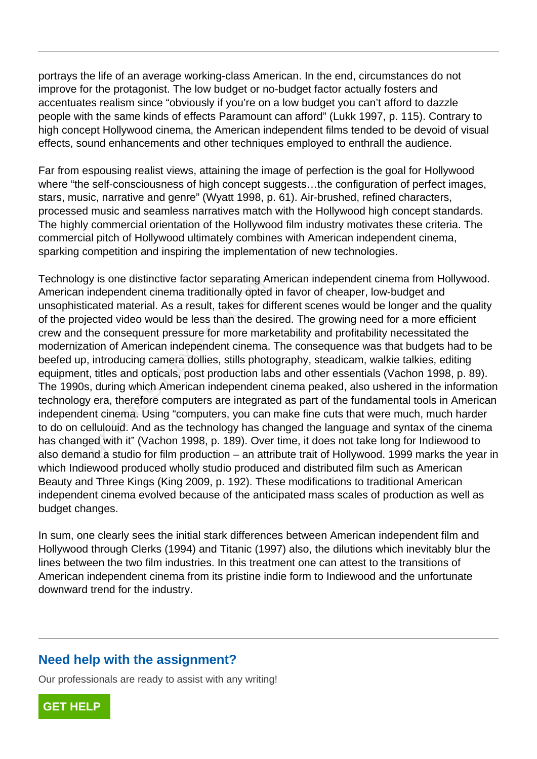portrays the life of an average working-class American. In the end, circumstances do not improve for the protagonist. The low budget or no-budget factor actually fosters and accentuates realism since “obviously if you’re on a low budget you can’t afford to dazzle people with the same kinds of effects Paramount can afford” (Lukk 1997, p. 115). Contrary to high concept Hollywood cinema, the American independent films tended to be devoid of visual effects, sound enhancements and other techniques employed to enthrall the audience.

Far from espousing realist views, attaining the image of perfection is the goal for Hollywood where “the self-consciousness of high concept suggests…the configuration of perfect images, stars, music, narrative and genre” (Wyatt 1998, p. 61). Air-brushed, refined characters, processed music and seamless narratives match with the Hollywood high concept standards. The highly commercial orientation of the Hollywood film industry motivates these criteria. The commercial pitch of Hollywood ultimately combines with American independent cinema, sparking competition and inspiring the implementation of new technologies.

Technology is one distinctive factor separating American independent cinema from Hollywood. American independent cinema traditionally opted in favor of cheaper, low-budget and unsophisticated material. As a result, takes for different scenes would be longer and the quality of the projected video would be less than the desired. The growing need for a more efficient crew and the consequent pressure for more marketability and profitability necessitated the modernization of American independent cinema. The consequence was that budgets had to be beefed up, introducing camera dollies, stills photography, steadicam, walkie talkies, editing equipment, titles and opticals, post production labs and other essentials (Vachon 1998, p. 89). The 1990s, during which American independent cinema peaked, also ushered in the information technology era, therefore computers are integrated as part of the fundamental tools in American independent cinema. Using “computers, you can make fine cuts that were much, much harder to do on celluloid. And as the technology has changed the language and syntax of the cinema has changed with it” (Vachon 1998, p. 189). Over time, it does not take long for Indiewood to also demand a studio for film production – an attribute trait of Hollywood. 1999 marks the year in which Indiewood produced wholly studio produced and distributed film such as American Beauty and Three Kings (King 2009, p. 192). These modifications to traditional American independent cinema evolved because of the anticipated mass scales of production as well as budget changes.

In sum, one clearly sees the initial stark differences between American independent film and Hollywood through Clerks (1994) and Titanic (1997) also, the dilutions which inevitably blur the lines between the two film industries. In this treatment one can attest to the transitions of American independent cinema from its pristine indie form to Indiewood and the unfortunate downward trend for the industry.

## Need help with the assignment?

Our professionals are ready to assist with any writing!

**GET HELP**